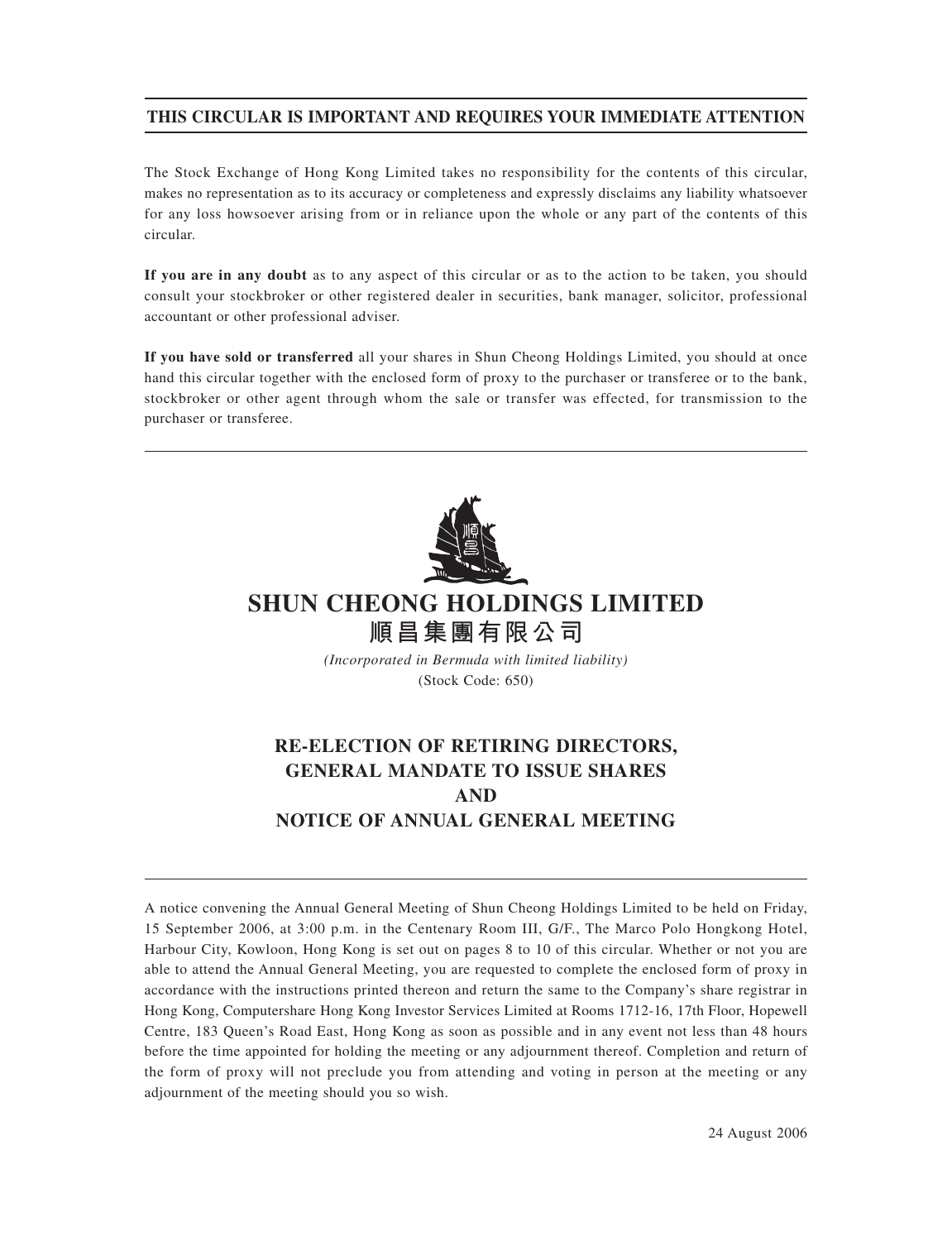**THIS CIRCULAR IS IMPORTANT AND REQUIRES YOUR IMMEDIATE ATTENTION**

The Stock Exchange of Hong Kong Limited takes no responsibility for the contents of this circular, makes no representation as to its accuracy or completeness and expressly disclaims any liability whatsoever for any loss howsoever arising from or in reliance upon the whole or any part of the contents of this circular.

**If you are in any doubt** as to any aspect of this circular or as to the action to be taken, you should consult your stockbroker or other registered dealer in securities, bank manager, solicitor, professional accountant or other professional adviser.

**If you have sold or transferred** all your shares in Shun Cheong Holdings Limited, you should at once hand this circular together with the enclosed form of proxy to the purchaser or transferee or to the bank, stockbroker or other agent through whom the sale or transfer was effected, for transmission to the purchaser or transferee.

# SHUN CHEONG HOLDINGS LIMITED
# 順昌集團有限公司

*(Incorporated in Bermuda with limited liability)*

(Stock Code: 650)

## RE-ELECTION OF RETIRING DIRECTORS, GENERAL MANDATE TO ISSUE SHARES AND NOTICE OF ANNUAL GENERAL MEETING

A notice convening the Annual General Meeting of Shun Cheong Holdings Limited to be held on Friday, 15 September 2006, at 3:00 p.m. in the Centenary Room III, G/F., The Marco Polo Hongkong Hotel, Harbour City, Kowloon, Hong Kong is set out on pages 8 to 10 of this circular. Whether or not you are able to attend the Annual General Meeting, you are requested to complete the enclosed form of proxy in accordance with the instructions printed thereon and return the same to the Company's share registrar in Hong Kong, Computershare Hong Kong Investor Services Limited at Rooms 1712-16, 17th Floor, Hopewell Centre, 183 Queen's Road East, Hong Kong as soon as possible and in any event not less than 48 hours before the time appointed for holding the meeting or any adjournment thereof. Completion and return of the form of proxy will not preclude you from attending and voting in person at the meeting or any adjournment of the meeting should you so wish.

24 August 2006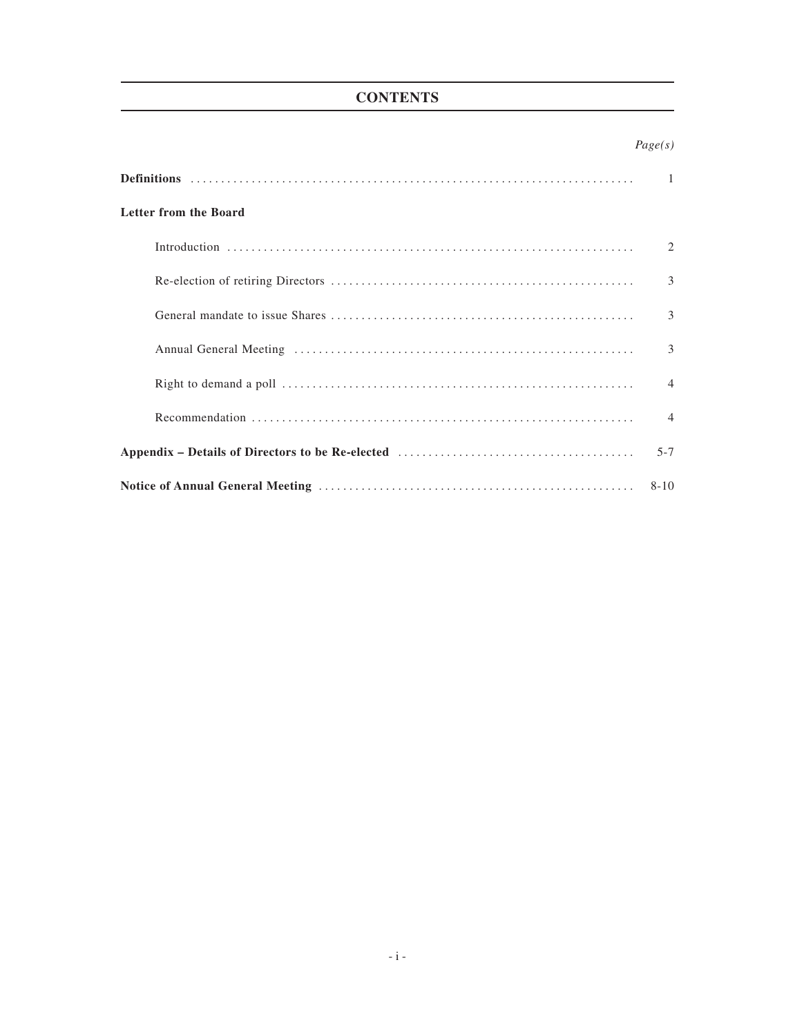# CONTENTS

| | *Page(s)* |
|---|---|
| **Definitions** | 1 |
| **Letter from the Board** | |
| Introduction | 2 |
| Re-election of retiring Directors | 3 |
| General mandate to issue Shares | 3 |
| Annual General Meeting | 3 |
| Right to demand a poll | 4 |
| Recommendation | 4 |
| **Appendix – Details of Directors to be Re-elected** | 5-7 |
| **Notice of Annual General Meeting** | 8-10 |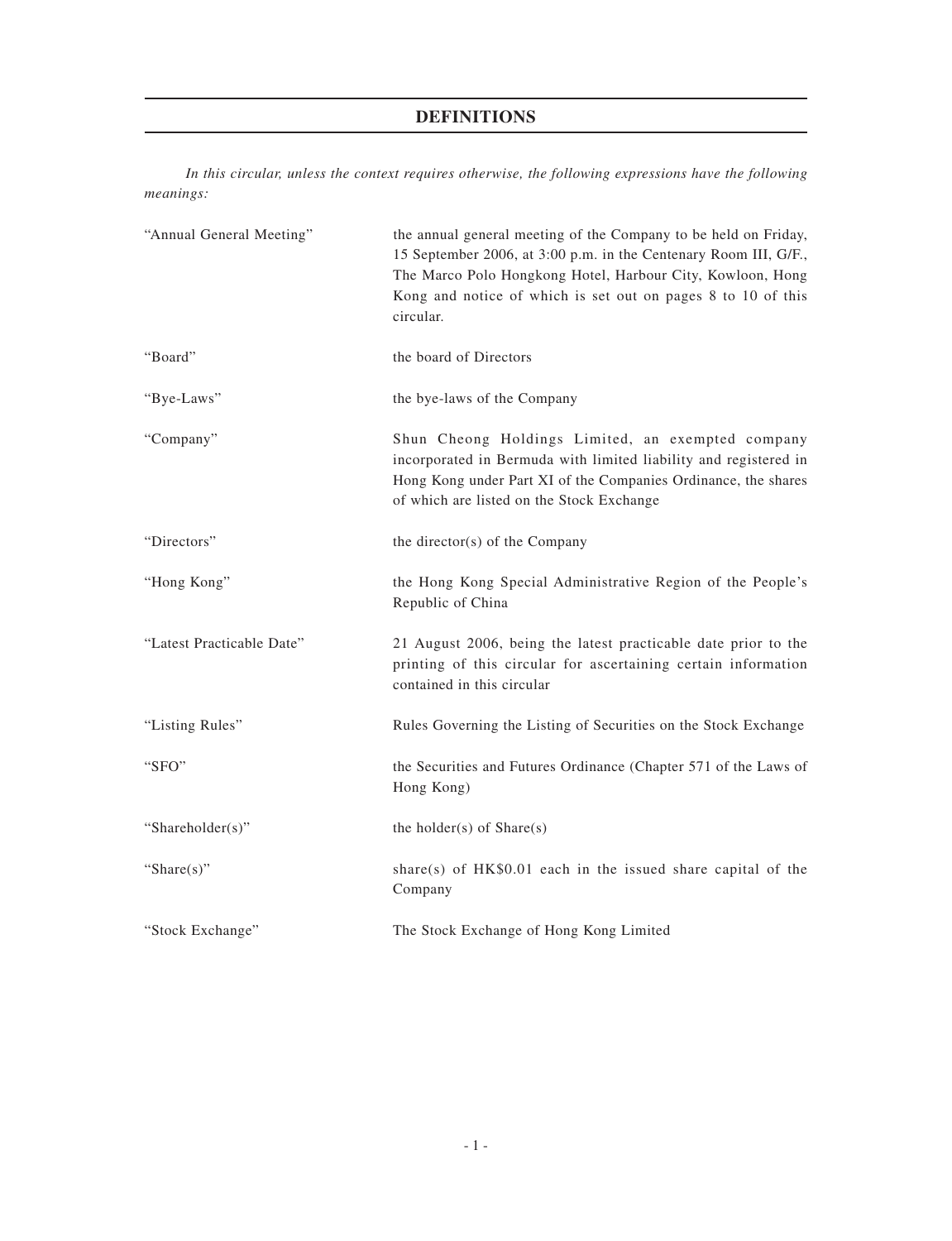# DEFINITIONS

*In this circular, unless the context requires otherwise, the following expressions have the following meanings:*

| | |
|---|---|
| "Annual General Meeting" | the annual general meeting of the Company to be held on Friday, 15 September 2006, at 3:00 p.m. in the Centenary Room III, G/F., The Marco Polo Hongkong Hotel, Harbour City, Kowloon, Hong Kong and notice of which is set out on pages 8 to 10 of this circular. |
| "Board" | the board of Directors |
| "Bye-Laws" | the bye-laws of the Company |
| "Company" | Shun Cheong Holdings Limited, an exempted company incorporated in Bermuda with limited liability and registered in Hong Kong under Part XI of the Companies Ordinance, the shares of which are listed on the Stock Exchange |
| "Directors" | the director(s) of the Company |
| "Hong Kong" | the Hong Kong Special Administrative Region of the People's Republic of China |
| "Latest Practicable Date" | 21 August 2006, being the latest practicable date prior to the printing of this circular for ascertaining certain information contained in this circular |
| "Listing Rules" | Rules Governing the Listing of Securities on the Stock Exchange |
| "SFO" | the Securities and Futures Ordinance (Chapter 571 of the Laws of Hong Kong) |
| "Shareholder(s)" | the holder(s) of Share(s) |
| "Share(s)" | share(s) of HK$0.01 each in the issued share capital of the Company |
| "Stock Exchange" | The Stock Exchange of Hong Kong Limited |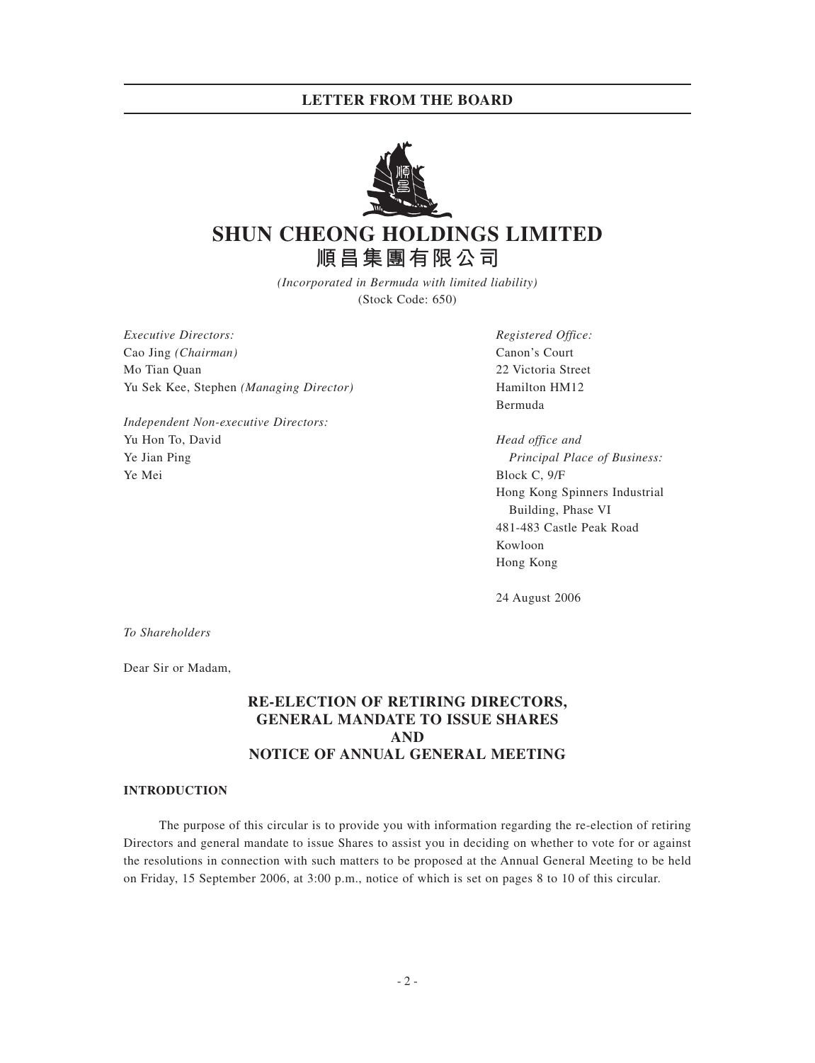## LETTER FROM THE BOARD

# SHUN CHEONG HOLDINGS LIMITED
# 順昌集團有限公司

*(Incorporated in Bermuda with limited liability)*
(Stock Code: 650)

*Executive Directors:*
Cao Jing *(Chairman)*
Mo Tian Quan
Yu Sek Kee, Stephen *(Managing Director)*

*Independent Non-executive Directors:*
Yu Hon To, David
Ye Jian Ping
Ye Mei

*Registered Office:*
Canon's Court
22 Victoria Street
Hamilton HM12
Bermuda

*Head office and Principal Place of Business:*
Block C, 9/F
Hong Kong Spinners Industrial Building, Phase VI
481-483 Castle Peak Road
Kowloon
Hong Kong

24 August 2006

*To Shareholders*

Dear Sir or Madam,

### RE-ELECTION OF RETIRING DIRECTORS, GENERAL MANDATE TO ISSUE SHARES AND NOTICE OF ANNUAL GENERAL MEETING

#### INTRODUCTION

The purpose of this circular is to provide you with information regarding the re-election of retiring Directors and general mandate to issue Shares to assist you in deciding on whether to vote for or against the resolutions in connection with such matters to be proposed at the Annual General Meeting to be held on Friday, 15 September 2006, at 3:00 p.m., notice of which is set on pages 8 to 10 of this circular.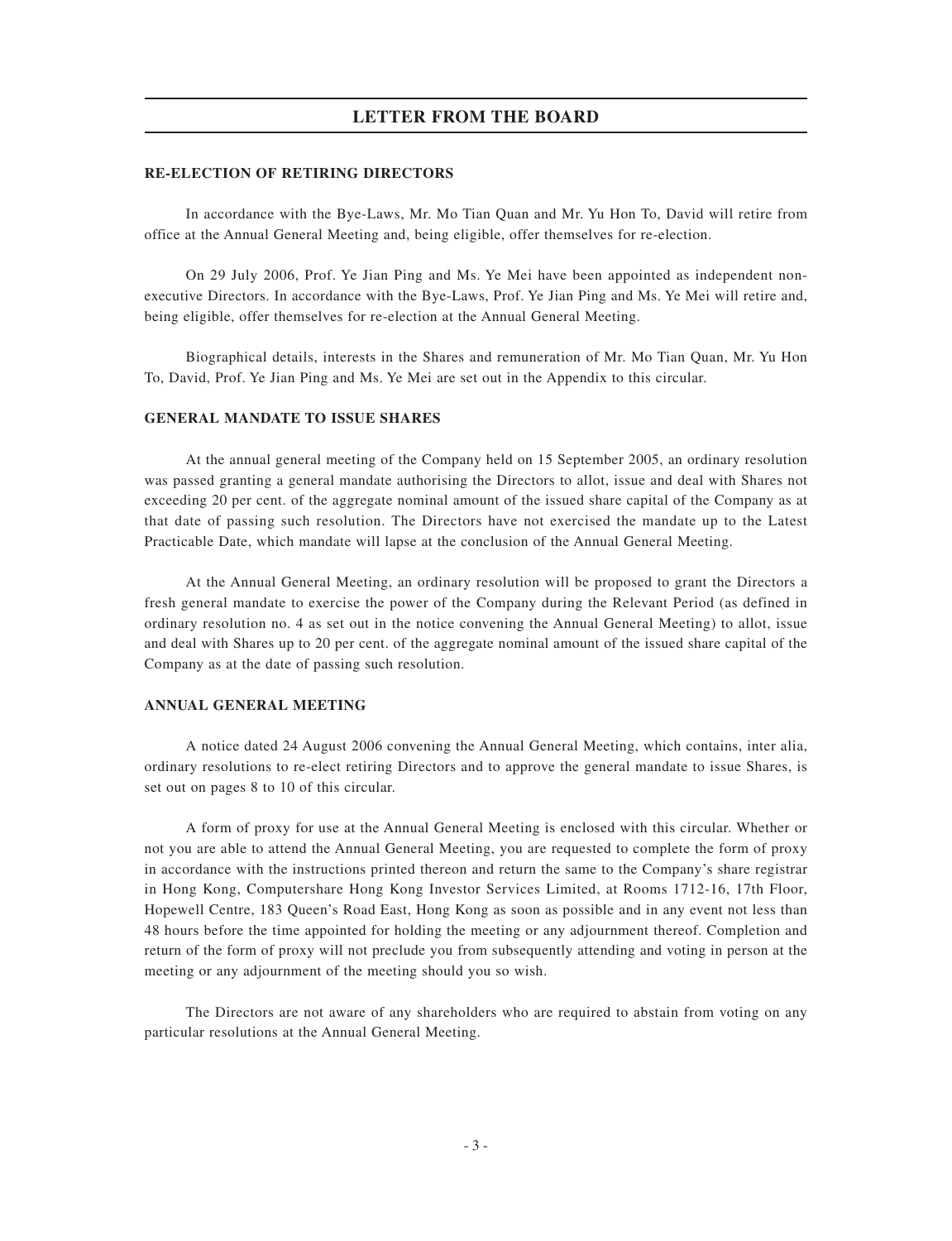# LETTER FROM THE BOARD

### RE-ELECTION OF RETIRING DIRECTORS

In accordance with the Bye-Laws, Mr. Mo Tian Quan and Mr. Yu Hon To, David will retire from office at the Annual General Meeting and, being eligible, offer themselves for re-election.

On 29 July 2006, Prof. Ye Jian Ping and Ms. Ye Mei have been appointed as independent non-executive Directors. In accordance with the Bye-Laws, Prof. Ye Jian Ping and Ms. Ye Mei will retire and, being eligible, offer themselves for re-election at the Annual General Meeting.

Biographical details, interests in the Shares and remuneration of Mr. Mo Tian Quan, Mr. Yu Hon To, David, Prof. Ye Jian Ping and Ms. Ye Mei are set out in the Appendix to this circular.

### GENERAL MANDATE TO ISSUE SHARES

At the annual general meeting of the Company held on 15 September 2005, an ordinary resolution was passed granting a general mandate authorising the Directors to allot, issue and deal with Shares not exceeding 20 per cent. of the aggregate nominal amount of the issued share capital of the Company as at that date of passing such resolution. The Directors have not exercised the mandate up to the Latest Practicable Date, which mandate will lapse at the conclusion of the Annual General Meeting.

At the Annual General Meeting, an ordinary resolution will be proposed to grant the Directors a fresh general mandate to exercise the power of the Company during the Relevant Period (as defined in ordinary resolution no. 4 as set out in the notice convening the Annual General Meeting) to allot, issue and deal with Shares up to 20 per cent. of the aggregate nominal amount of the issued share capital of the Company as at the date of passing such resolution.

### ANNUAL GENERAL MEETING

A notice dated 24 August 2006 convening the Annual General Meeting, which contains, inter alia, ordinary resolutions to re-elect retiring Directors and to approve the general mandate to issue Shares, is set out on pages 8 to 10 of this circular.

A form of proxy for use at the Annual General Meeting is enclosed with this circular. Whether or not you are able to attend the Annual General Meeting, you are requested to complete the form of proxy in accordance with the instructions printed thereon and return the same to the Company's share registrar in Hong Kong, Computershare Hong Kong Investor Services Limited, at Rooms 1712-16, 17th Floor, Hopewell Centre, 183 Queen's Road East, Hong Kong as soon as possible and in any event not less than 48 hours before the time appointed for holding the meeting or any adjournment thereof. Completion and return of the form of proxy will not preclude you from subsequently attending and voting in person at the meeting or any adjournment of the meeting should you so wish.

The Directors are not aware of any shareholders who are required to abstain from voting on any particular resolutions at the Annual General Meeting.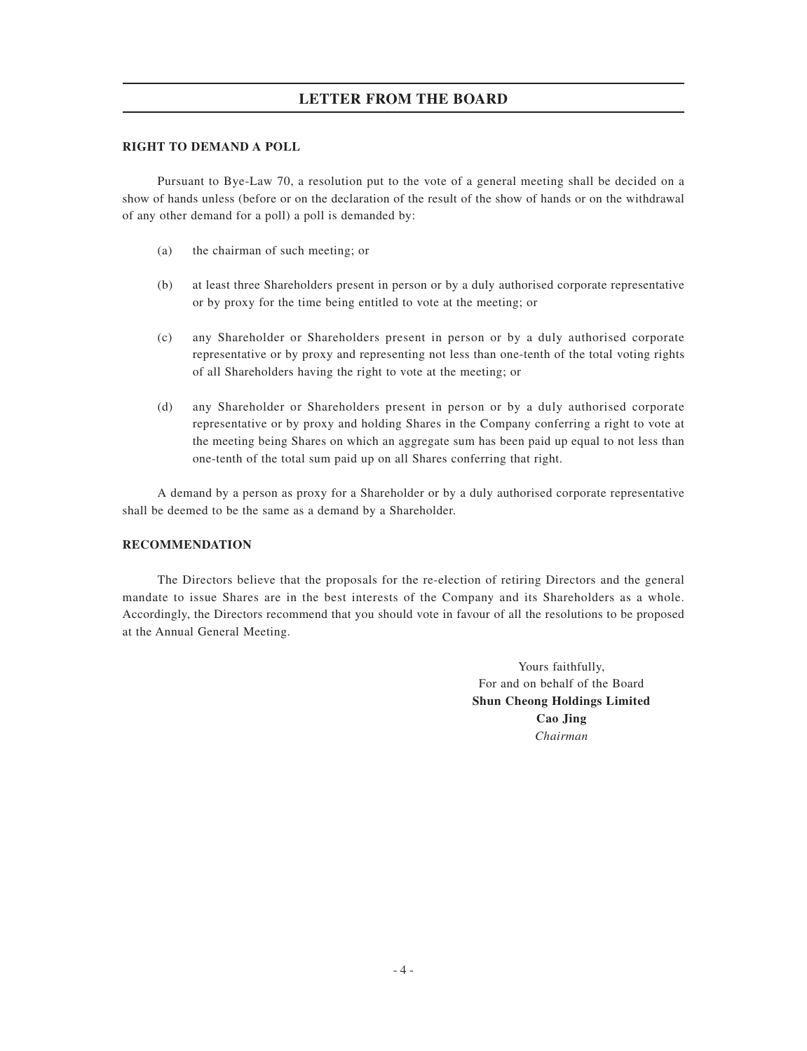## LETTER FROM THE BOARD

**RIGHT TO DEMAND A POLL**

Pursuant to Bye-Law 70, a resolution put to the vote of a general meeting shall be decided on a show of hands unless (before or on the declaration of the result of the show of hands or on the withdrawal of any other demand for a poll) a poll is demanded by:

(a) the chairman of such meeting; or

(b) at least three Shareholders present in person or by a duly authorised corporate representative or by proxy for the time being entitled to vote at the meeting; or

(c) any Shareholder or Shareholders present in person or by a duly authorised corporate representative or by proxy and representing not less than one-tenth of the total voting rights of all Shareholders having the right to vote at the meeting; or

(d) any Shareholder or Shareholders present in person or by a duly authorised corporate representative or by proxy and holding Shares in the Company conferring a right to vote at the meeting being Shares on which an aggregate sum has been paid up equal to not less than one-tenth of the total sum paid up on all Shares conferring that right.

A demand by a person as proxy for a Shareholder or by a duly authorised corporate representative shall be deemed to be the same as a demand by a Shareholder.

**RECOMMENDATION**

The Directors believe that the proposals for the re-election of retiring Directors and the general mandate to issue Shares are in the best interests of the Company and its Shareholders as a whole. Accordingly, the Directors recommend that you should vote in favour of all the resolutions to be proposed at the Annual General Meeting.

Yours faithfully,
For and on behalf of the Board
**Shun Cheong Holdings Limited**
**Cao Jing**
*Chairman*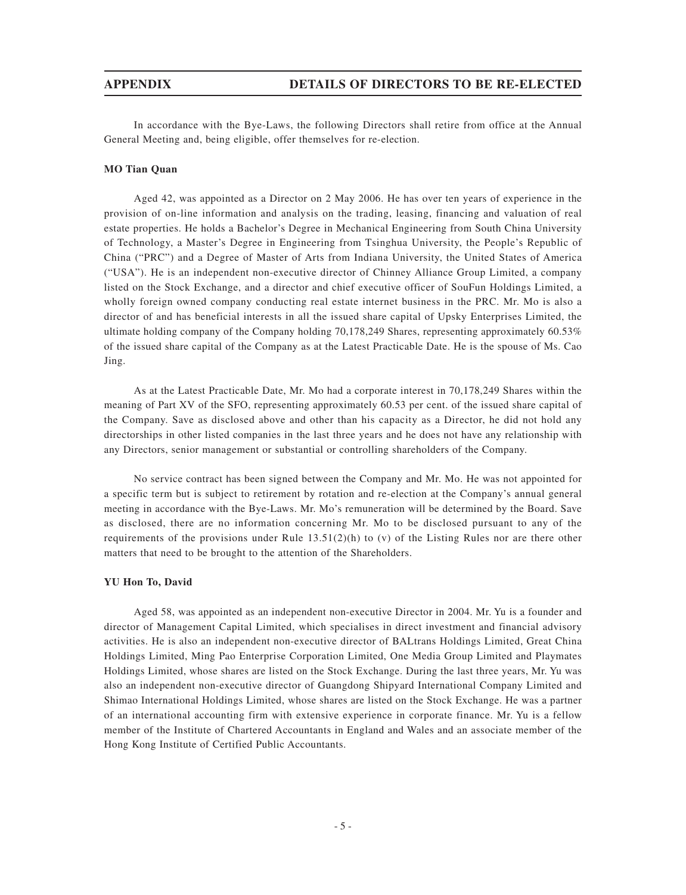# APPENDIX — DETAILS OF DIRECTORS TO BE RE-ELECTED

In accordance with the Bye-Laws, the following Directors shall retire from office at the Annual General Meeting and, being eligible, offer themselves for re-election.

**MO Tian Quan**

Aged 42, was appointed as a Director on 2 May 2006. He has over ten years of experience in the provision of on-line information and analysis on the trading, leasing, financing and valuation of real estate properties. He holds a Bachelor's Degree in Mechanical Engineering from South China University of Technology, a Master's Degree in Engineering from Tsinghua University, the People's Republic of China ("PRC") and a Degree of Master of Arts from Indiana University, the United States of America ("USA"). He is an independent non-executive director of Chinney Alliance Group Limited, a company listed on the Stock Exchange, and a director and chief executive officer of SouFun Holdings Limited, a wholly foreign owned company conducting real estate internet business in the PRC. Mr. Mo is also a director of and has beneficial interests in all the issued share capital of Upsky Enterprises Limited, the ultimate holding company of the Company holding 70,178,249 Shares, representing approximately 60.53% of the issued share capital of the Company as at the Latest Practicable Date. He is the spouse of Ms. Cao Jing.

As at the Latest Practicable Date, Mr. Mo had a corporate interest in 70,178,249 Shares within the meaning of Part XV of the SFO, representing approximately 60.53 per cent. of the issued share capital of the Company. Save as disclosed above and other than his capacity as a Director, he did not hold any directorships in other listed companies in the last three years and he does not have any relationship with any Directors, senior management or substantial or controlling shareholders of the Company.

No service contract has been signed between the Company and Mr. Mo. He was not appointed for a specific term but is subject to retirement by rotation and re-election at the Company's annual general meeting in accordance with the Bye-Laws. Mr. Mo's remuneration will be determined by the Board. Save as disclosed, there are no information concerning Mr. Mo to be disclosed pursuant to any of the requirements of the provisions under Rule 13.51(2)(h) to (v) of the Listing Rules nor are there other matters that need to be brought to the attention of the Shareholders.

**YU Hon To, David**

Aged 58, was appointed as an independent non-executive Director in 2004. Mr. Yu is a founder and director of Management Capital Limited, which specialises in direct investment and financial advisory activities. He is also an independent non-executive director of BALtrans Holdings Limited, Great China Holdings Limited, Ming Pao Enterprise Corporation Limited, One Media Group Limited and Playmates Holdings Limited, whose shares are listed on the Stock Exchange. During the last three years, Mr. Yu was also an independent non-executive director of Guangdong Shipyard International Company Limited and Shimao International Holdings Limited, whose shares are listed on the Stock Exchange. He was a partner of an international accounting firm with extensive experience in corporate finance. Mr. Yu is a fellow member of the Institute of Chartered Accountants in England and Wales and an associate member of the Hong Kong Institute of Certified Public Accountants.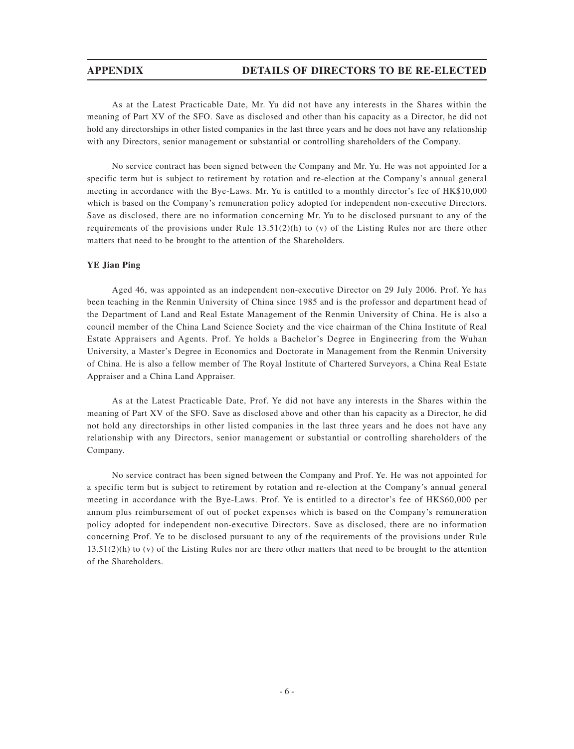As at the Latest Practicable Date, Mr. Yu did not have any interests in the Shares within the meaning of Part XV of the SFO. Save as disclosed and other than his capacity as a Director, he did not hold any directorships in other listed companies in the last three years and he does not have any relationship with any Directors, senior management or substantial or controlling shareholders of the Company.

No service contract has been signed between the Company and Mr. Yu. He was not appointed for a specific term but is subject to retirement by rotation and re-election at the Company's annual general meeting in accordance with the Bye-Laws. Mr. Yu is entitled to a monthly director's fee of HK$10,000 which is based on the Company's remuneration policy adopted for independent non-executive Directors. Save as disclosed, there are no information concerning Mr. Yu to be disclosed pursuant to any of the requirements of the provisions under Rule 13.51(2)(h) to (v) of the Listing Rules nor are there other matters that need to be brought to the attention of the Shareholders.

**YE Jian Ping**

Aged 46, was appointed as an independent non-executive Director on 29 July 2006. Prof. Ye has been teaching in the Renmin University of China since 1985 and is the professor and department head of the Department of Land and Real Estate Management of the Renmin University of China. He is also a council member of the China Land Science Society and the vice chairman of the China Institute of Real Estate Appraisers and Agents. Prof. Ye holds a Bachelor's Degree in Engineering from the Wuhan University, a Master's Degree in Economics and Doctorate in Management from the Renmin University of China. He is also a fellow member of The Royal Institute of Chartered Surveyors, a China Real Estate Appraiser and a China Land Appraiser.

As at the Latest Practicable Date, Prof. Ye did not have any interests in the Shares within the meaning of Part XV of the SFO. Save as disclosed above and other than his capacity as a Director, he did not hold any directorships in other listed companies in the last three years and he does not have any relationship with any Directors, senior management or substantial or controlling shareholders of the Company.

No service contract has been signed between the Company and Prof. Ye. He was not appointed for a specific term but is subject to retirement by rotation and re-election at the Company's annual general meeting in accordance with the Bye-Laws. Prof. Ye is entitled to a director's fee of HK$60,000 per annum plus reimbursement of out of pocket expenses which is based on the Company's remuneration policy adopted for independent non-executive Directors. Save as disclosed, there are no information concerning Prof. Ye to be disclosed pursuant to any of the requirements of the provisions under Rule 13.51(2)(h) to (v) of the Listing Rules nor are there other matters that need to be brought to the attention of the Shareholders.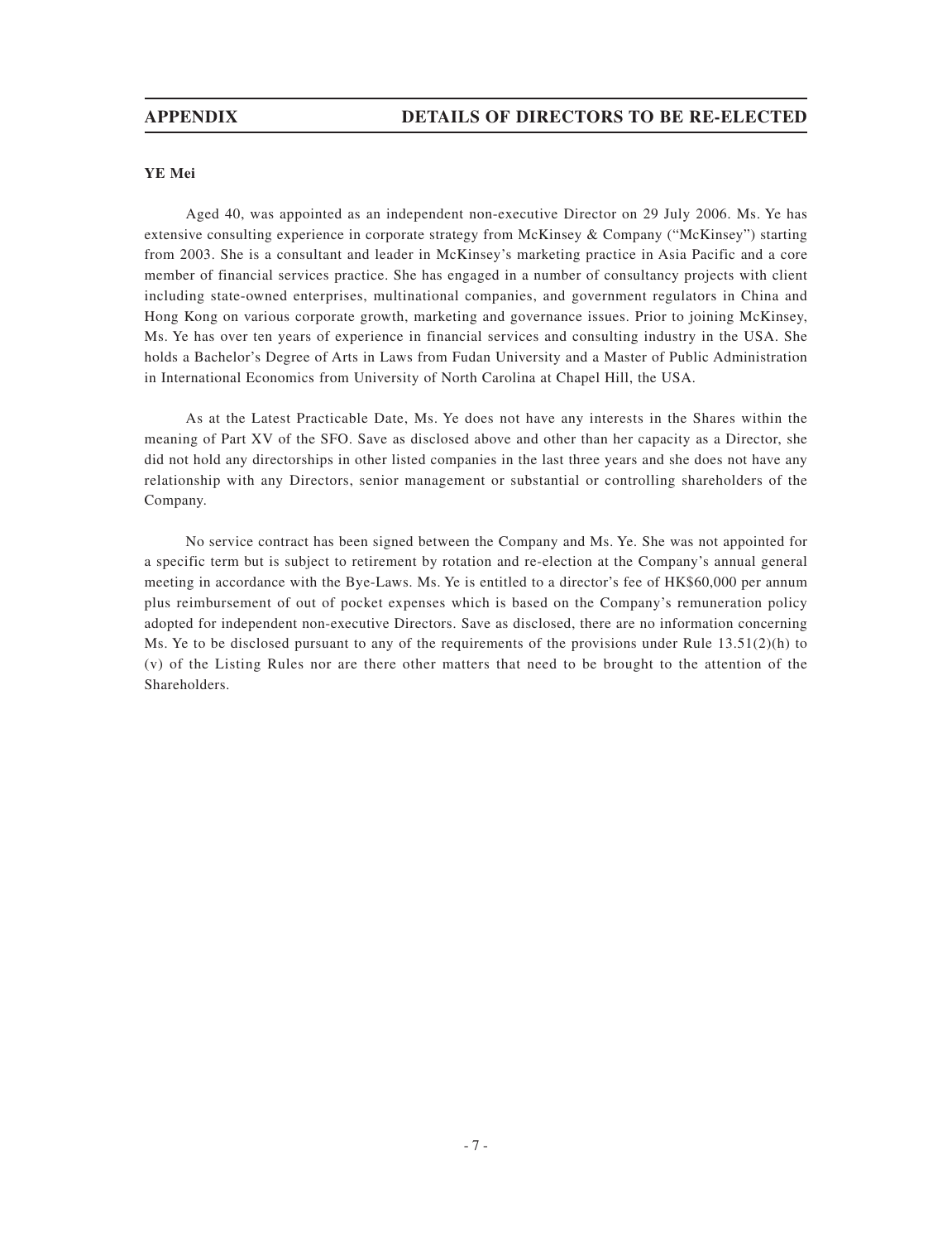**YE Mei**

Aged 40, was appointed as an independent non-executive Director on 29 July 2006. Ms. Ye has extensive consulting experience in corporate strategy from McKinsey & Company ("McKinsey") starting from 2003. She is a consultant and leader in McKinsey's marketing practice in Asia Pacific and a core member of financial services practice. She has engaged in a number of consultancy projects with client including state-owned enterprises, multinational companies, and government regulators in China and Hong Kong on various corporate growth, marketing and governance issues. Prior to joining McKinsey, Ms. Ye has over ten years of experience in financial services and consulting industry in the USA. She holds a Bachelor's Degree of Arts in Laws from Fudan University and a Master of Public Administration in International Economics from University of North Carolina at Chapel Hill, the USA.

As at the Latest Practicable Date, Ms. Ye does not have any interests in the Shares within the meaning of Part XV of the SFO. Save as disclosed above and other than her capacity as a Director, she did not hold any directorships in other listed companies in the last three years and she does not have any relationship with any Directors, senior management or substantial or controlling shareholders of the Company.

No service contract has been signed between the Company and Ms. Ye. She was not appointed for a specific term but is subject to retirement by rotation and re-election at the Company's annual general meeting in accordance with the Bye-Laws. Ms. Ye is entitled to a director's fee of HK$60,000 per annum plus reimbursement of out of pocket expenses which is based on the Company's remuneration policy adopted for independent non-executive Directors. Save as disclosed, there are no information concerning Ms. Ye to be disclosed pursuant to any of the requirements of the provisions under Rule 13.51(2)(h) to (v) of the Listing Rules nor are there other matters that need to be brought to the attention of the Shareholders.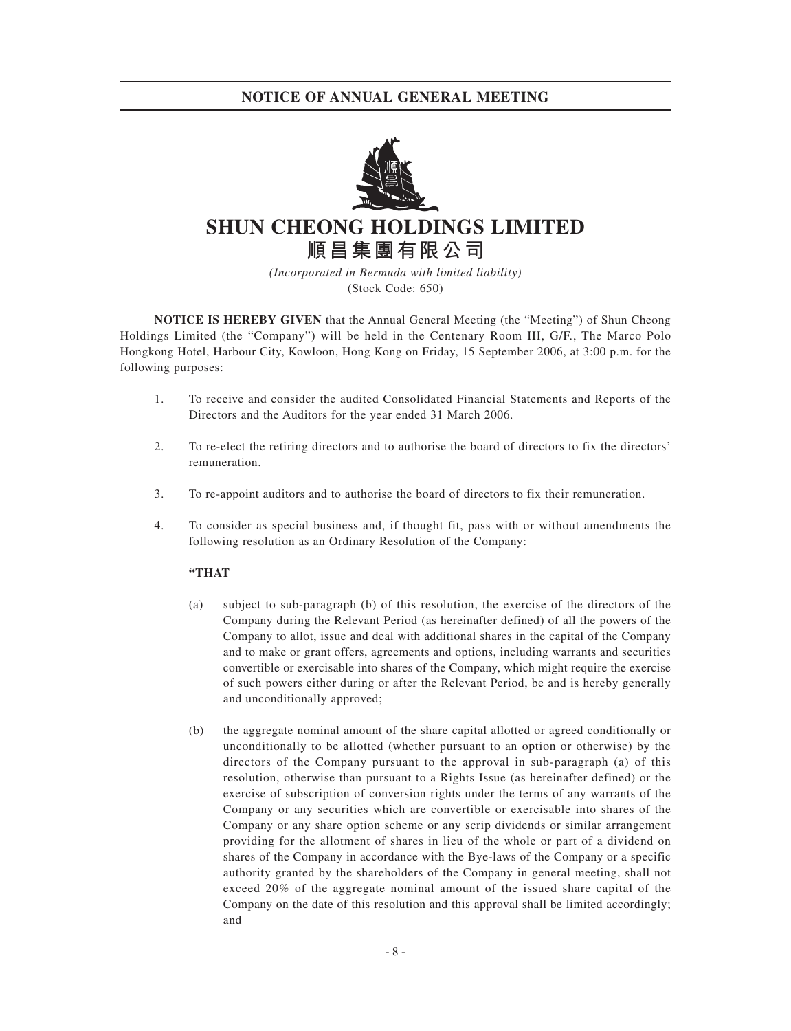# NOTICE OF ANNUAL GENERAL MEETING

# SHUN CHEONG HOLDINGS LIMITED

# 順昌集團有限公司

*(Incorporated in Bermuda with limited liability)*

(Stock Code: 650)

**NOTICE IS HEREBY GIVEN** that the Annual General Meeting (the "Meeting") of Shun Cheong Holdings Limited (the "Company") will be held in the Centenary Room III, G/F., The Marco Polo Hongkong Hotel, Harbour City, Kowloon, Hong Kong on Friday, 15 September 2006, at 3:00 p.m. for the following purposes:

1. To receive and consider the audited Consolidated Financial Statements and Reports of the Directors and the Auditors for the year ended 31 March 2006.

2. To re-elect the retiring directors and to authorise the board of directors to fix the directors' remuneration.

3. To re-appoint auditors and to authorise the board of directors to fix their remuneration.

4. To consider as special business and, if thought fit, pass with or without amendments the following resolution as an Ordinary Resolution of the Company:

   **"THAT**

   (a) subject to sub-paragraph (b) of this resolution, the exercise of the directors of the Company during the Relevant Period (as hereinafter defined) of all the powers of the Company to allot, issue and deal with additional shares in the capital of the Company and to make or grant offers, agreements and options, including warrants and securities convertible or exercisable into shares of the Company, which might require the exercise of such powers either during or after the Relevant Period, be and is hereby generally and unconditionally approved;

   (b) the aggregate nominal amount of the share capital allotted or agreed conditionally or unconditionally to be allotted (whether pursuant to an option or otherwise) by the directors of the Company pursuant to the approval in sub-paragraph (a) of this resolution, otherwise than pursuant to a Rights Issue (as hereinafter defined) or the exercise of subscription of conversion rights under the terms of any warrants of the Company or any securities which are convertible or exercisable into shares of the Company or any share option scheme or any scrip dividends or similar arrangement providing for the allotment of shares in lieu of the whole or part of a dividend on shares of the Company in accordance with the Bye-laws of the Company or a specific authority granted by the shareholders of the Company in general meeting, shall not exceed 20% of the aggregate nominal amount of the issued share capital of the Company on the date of this resolution and this approval shall be limited accordingly; and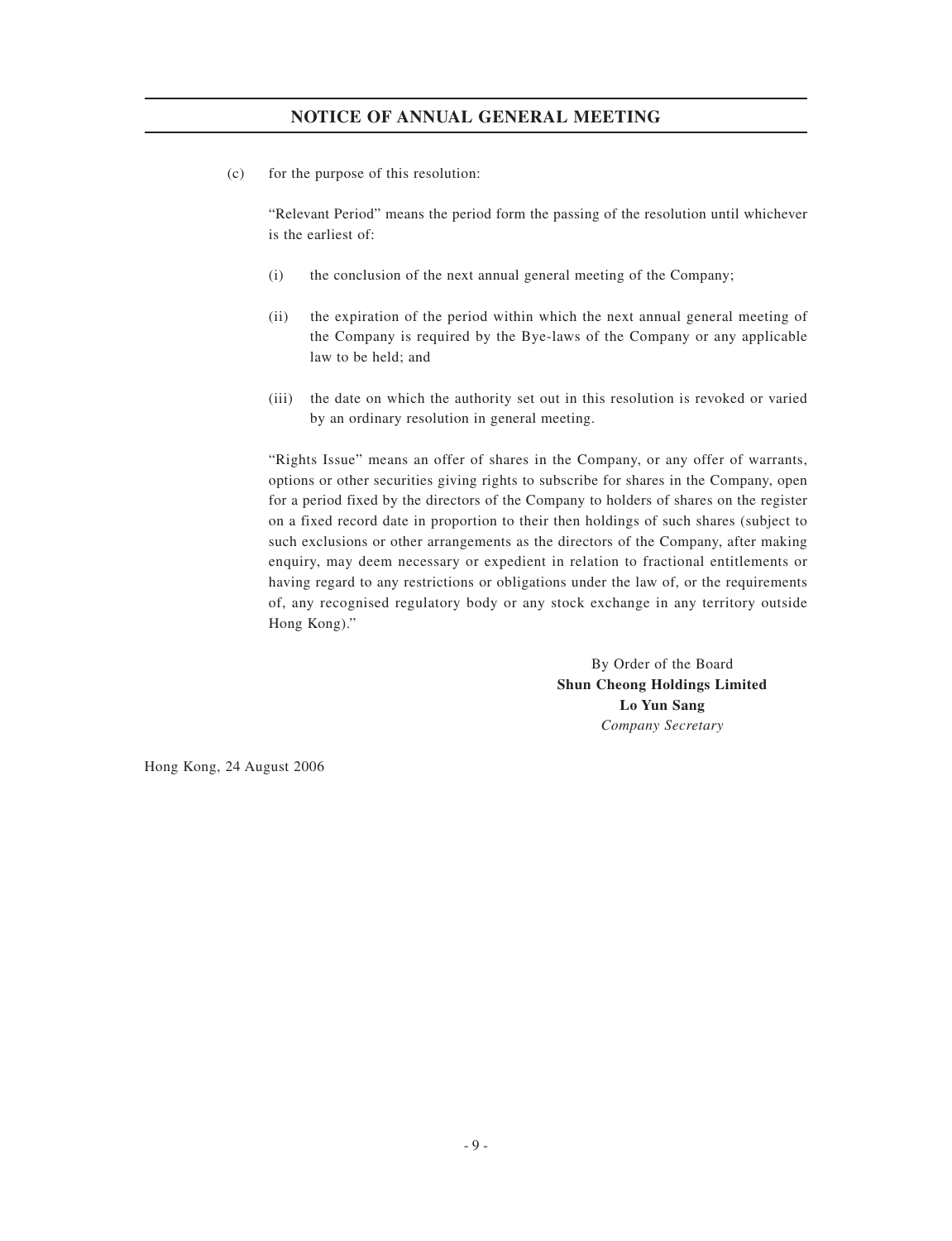(c) for the purpose of this resolution:

"Relevant Period" means the period form the passing of the resolution until whichever is the earliest of:

(i) the conclusion of the next annual general meeting of the Company;

(ii) the expiration of the period within which the next annual general meeting of the Company is required by the Bye-laws of the Company or any applicable law to be held; and

(iii) the date on which the authority set out in this resolution is revoked or varied by an ordinary resolution in general meeting.

"Rights Issue" means an offer of shares in the Company, or any offer of warrants, options or other securities giving rights to subscribe for shares in the Company, open for a period fixed by the directors of the Company to holders of shares on the register on a fixed record date in proportion to their then holdings of such shares (subject to such exclusions or other arrangements as the directors of the Company, after making enquiry, may deem necessary or expedient in relation to fractional entitlements or having regard to any restrictions or obligations under the law of, or the requirements of, any recognised regulatory body or any stock exchange in any territory outside Hong Kong)."

By Order of the Board
**Shun Cheong Holdings Limited**
**Lo Yun Sang**
*Company Secretary*

Hong Kong, 24 August 2006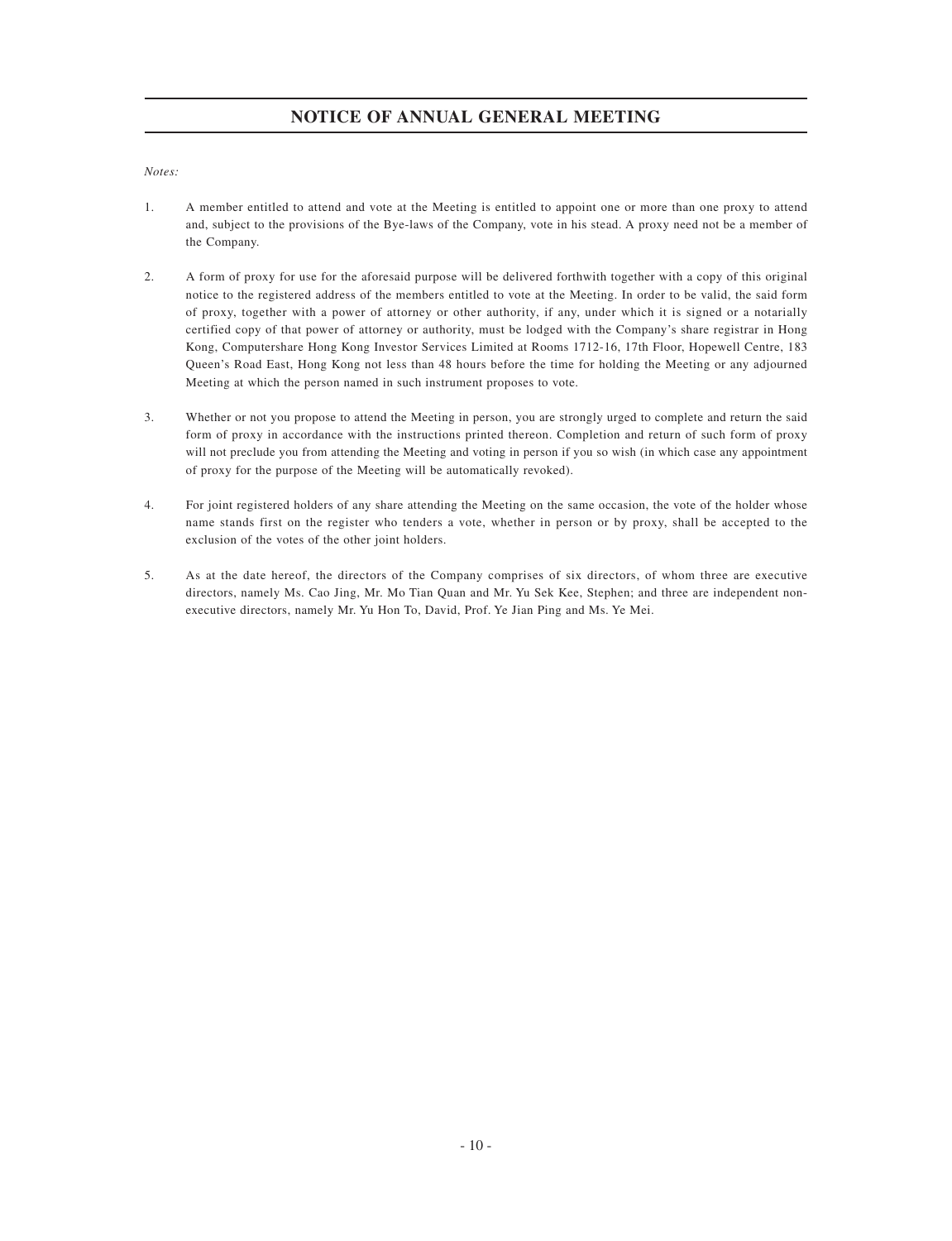## NOTICE OF ANNUAL GENERAL MEETING

*Notes:*

1. A member entitled to attend and vote at the Meeting is entitled to appoint one or more than one proxy to attend and, subject to the provisions of the Bye-laws of the Company, vote in his stead. A proxy need not be a member of the Company.

2. A form of proxy for use for the aforesaid purpose will be delivered forthwith together with a copy of this original notice to the registered address of the members entitled to vote at the Meeting. In order to be valid, the said form of proxy, together with a power of attorney or other authority, if any, under which it is signed or a notarially certified copy of that power of attorney or authority, must be lodged with the Company's share registrar in Hong Kong, Computershare Hong Kong Investor Services Limited at Rooms 1712-16, 17th Floor, Hopewell Centre, 183 Queen's Road East, Hong Kong not less than 48 hours before the time for holding the Meeting or any adjourned Meeting at which the person named in such instrument proposes to vote.

3. Whether or not you propose to attend the Meeting in person, you are strongly urged to complete and return the said form of proxy in accordance with the instructions printed thereon. Completion and return of such form of proxy will not preclude you from attending the Meeting and voting in person if you so wish (in which case any appointment of proxy for the purpose of the Meeting will be automatically revoked).

4. For joint registered holders of any share attending the Meeting on the same occasion, the vote of the holder whose name stands first on the register who tenders a vote, whether in person or by proxy, shall be accepted to the exclusion of the votes of the other joint holders.

5. As at the date hereof, the directors of the Company comprises of six directors, of whom three are executive directors, namely Ms. Cao Jing, Mr. Mo Tian Quan and Mr. Yu Sek Kee, Stephen; and three are independent non-executive directors, namely Mr. Yu Hon To, David, Prof. Ye Jian Ping and Ms. Ye Mei.